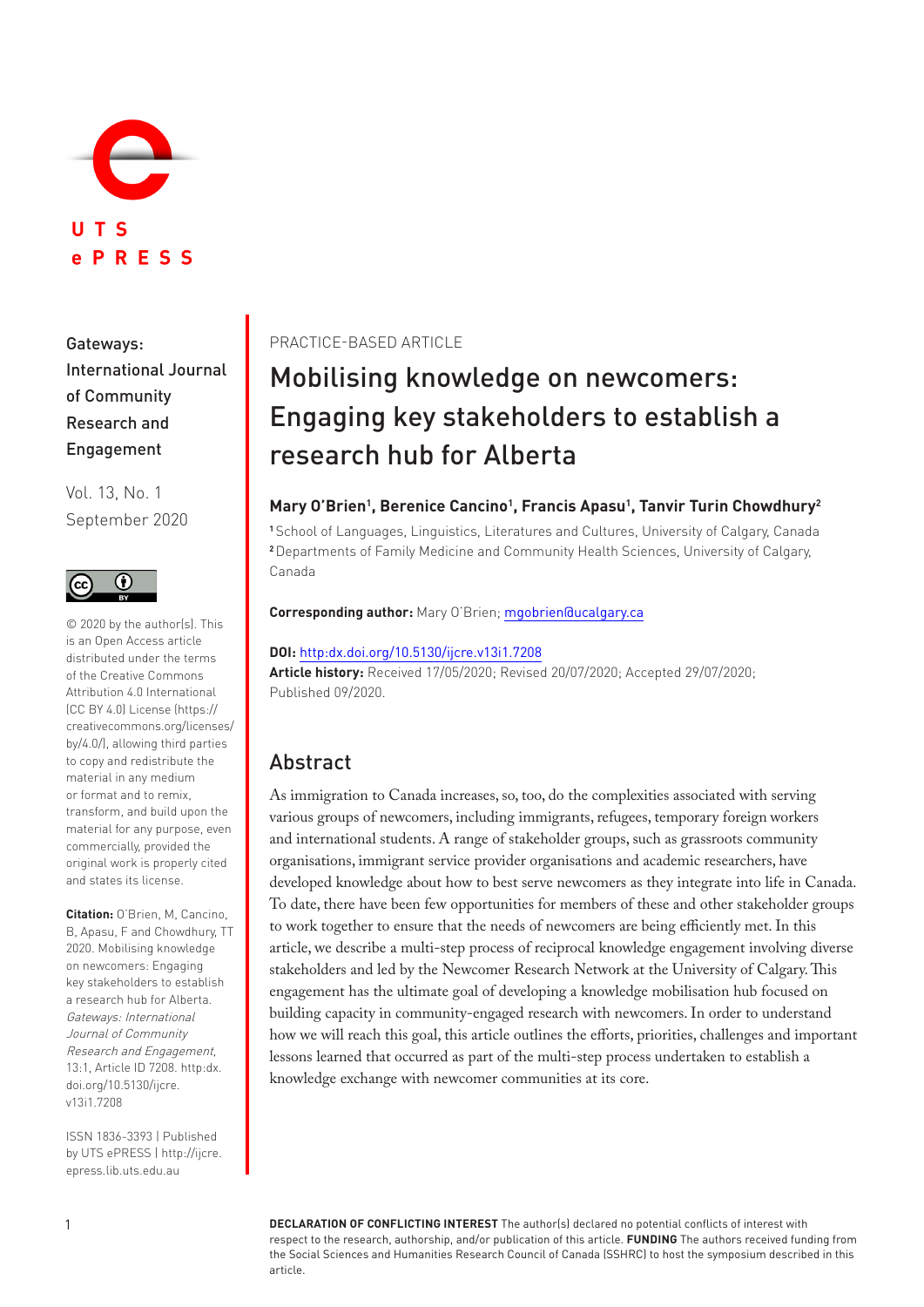Gateways: International Journal of Community Research and Engagement

Vol. 13, No. 1
September 2020

© 2020 by the author(s). This is an Open Access article distributed under the terms of the Creative Commons Attribution 4.0 International (CC BY 4.0) License (https://creativecommons.org/licenses/by/4.0/), allowing third parties to copy and redistribute the material in any medium or format and to remix, transform, and build upon the material for any purpose, even commercially, provided the original work is properly cited and states its license.

**Citation:** O'Brien, M, Cancino, B, Apasu, F and Chowdhury, TT 2020. Mobilising knowledge on newcomers: Engaging key stakeholders to establish a research hub for Alberta. *Gateways: International Journal of Community Research and Engagement*, 13:1, Article ID 7208. http:dx.doi.org/10.5130/ijcre.v13i1.7208

ISSN 1836-3393 | Published by UTS ePRESS | http://ijcre.epress.lib.uts.edu.au

PRACTICE-BASED ARTICLE

# Mobilising knowledge on newcomers: Engaging key stakeholders to establish a research hub for Alberta

**Mary O'Brien[1], Berenice Cancino[1], Francis Apasu[1], Tanvir Turin Chowdhury[2]**

[1] School of Languages, Linguistics, Literatures and Cultures, University of Calgary, Canada
[2] Departments of Family Medicine and Community Health Sciences, University of Calgary, Canada

**Corresponding author:** Mary O'Brien; mgobrien@ucalgary.ca

**DOI:** http:dx.doi.org/10.5130/ijcre.v13i1.7208
**Article history:** Received 17/05/2020; Revised 20/07/2020; Accepted 29/07/2020; Published 09/2020.

## Abstract

As immigration to Canada increases, so, too, do the complexities associated with serving various groups of newcomers, including immigrants, refugees, temporary foreign workers and international students. A range of stakeholder groups, such as grassroots community organisations, immigrant service provider organisations and academic researchers, have developed knowledge about how to best serve newcomers as they integrate into life in Canada. To date, there have been few opportunities for members of these and other stakeholder groups to work together to ensure that the needs of newcomers are being efficiently met. In this article, we describe a multi-step process of reciprocal knowledge engagement involving diverse stakeholders and led by the Newcomer Research Network at the University of Calgary. This engagement has the ultimate goal of developing a knowledge mobilisation hub focused on building capacity in community-engaged research with newcomers. In order to understand how we will reach this goal, this article outlines the efforts, priorities, challenges and important lessons learned that occurred as part of the multi-step process undertaken to establish a knowledge exchange with newcomer communities at its core.

**DECLARATION OF CONFLICTING INTEREST** The author(s) declared no potential conflicts of interest with respect to the research, authorship, and/or publication of this article. **FUNDING** The authors received funding from the Social Sciences and Humanities Research Council of Canada (SSHRC) to host the symposium described in this article.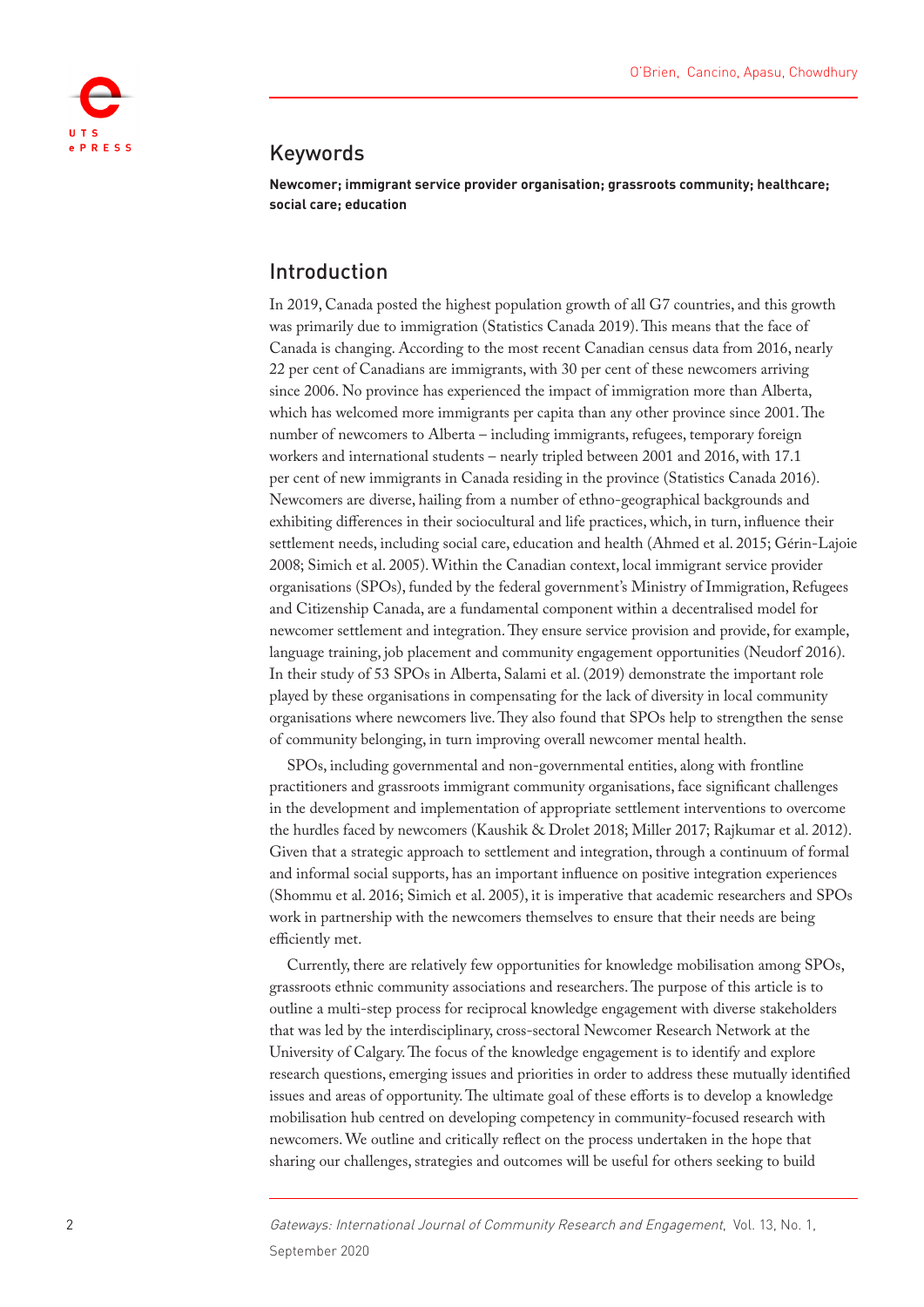## Keywords

**Newcomer; immigrant service provider organisation; grassroots community; healthcare; social care; education**

## Introduction

In 2019, Canada posted the highest population growth of all G7 countries, and this growth was primarily due to immigration (Statistics Canada 2019). This means that the face of Canada is changing. According to the most recent Canadian census data from 2016, nearly 22 per cent of Canadians are immigrants, with 30 per cent of these newcomers arriving since 2006. No province has experienced the impact of immigration more than Alberta, which has welcomed more immigrants per capita than any other province since 2001. The number of newcomers to Alberta – including immigrants, refugees, temporary foreign workers and international students – nearly tripled between 2001 and 2016, with 17.1 per cent of new immigrants in Canada residing in the province (Statistics Canada 2016). Newcomers are diverse, hailing from a number of ethno-geographical backgrounds and exhibiting differences in their sociocultural and life practices, which, in turn, influence their settlement needs, including social care, education and health (Ahmed et al. 2015; Gérin-Lajoie 2008; Simich et al. 2005). Within the Canadian context, local immigrant service provider organisations (SPOs), funded by the federal government's Ministry of Immigration, Refugees and Citizenship Canada, are a fundamental component within a decentralised model for newcomer settlement and integration. They ensure service provision and provide, for example, language training, job placement and community engagement opportunities (Neudorf 2016). In their study of 53 SPOs in Alberta, Salami et al. (2019) demonstrate the important role played by these organisations in compensating for the lack of diversity in local community organisations where newcomers live. They also found that SPOs help to strengthen the sense of community belonging, in turn improving overall newcomer mental health.

SPOs, including governmental and non-governmental entities, along with frontline practitioners and grassroots immigrant community organisations, face significant challenges in the development and implementation of appropriate settlement interventions to overcome the hurdles faced by newcomers (Kaushik & Drolet 2018; Miller 2017; Rajkumar et al. 2012). Given that a strategic approach to settlement and integration, through a continuum of formal and informal social supports, has an important influence on positive integration experiences (Shommu et al. 2016; Simich et al. 2005), it is imperative that academic researchers and SPOs work in partnership with the newcomers themselves to ensure that their needs are being efficiently met.

Currently, there are relatively few opportunities for knowledge mobilisation among SPOs, grassroots ethnic community associations and researchers. The purpose of this article is to outline a multi-step process for reciprocal knowledge engagement with diverse stakeholders that was led by the interdisciplinary, cross-sectoral Newcomer Research Network at the University of Calgary. The focus of the knowledge engagement is to identify and explore research questions, emerging issues and priorities in order to address these mutually identified issues and areas of opportunity. The ultimate goal of these efforts is to develop a knowledge mobilisation hub centred on developing competency in community-focused research with newcomers. We outline and critically reflect on the process undertaken in the hope that sharing our challenges, strategies and outcomes will be useful for others seeking to build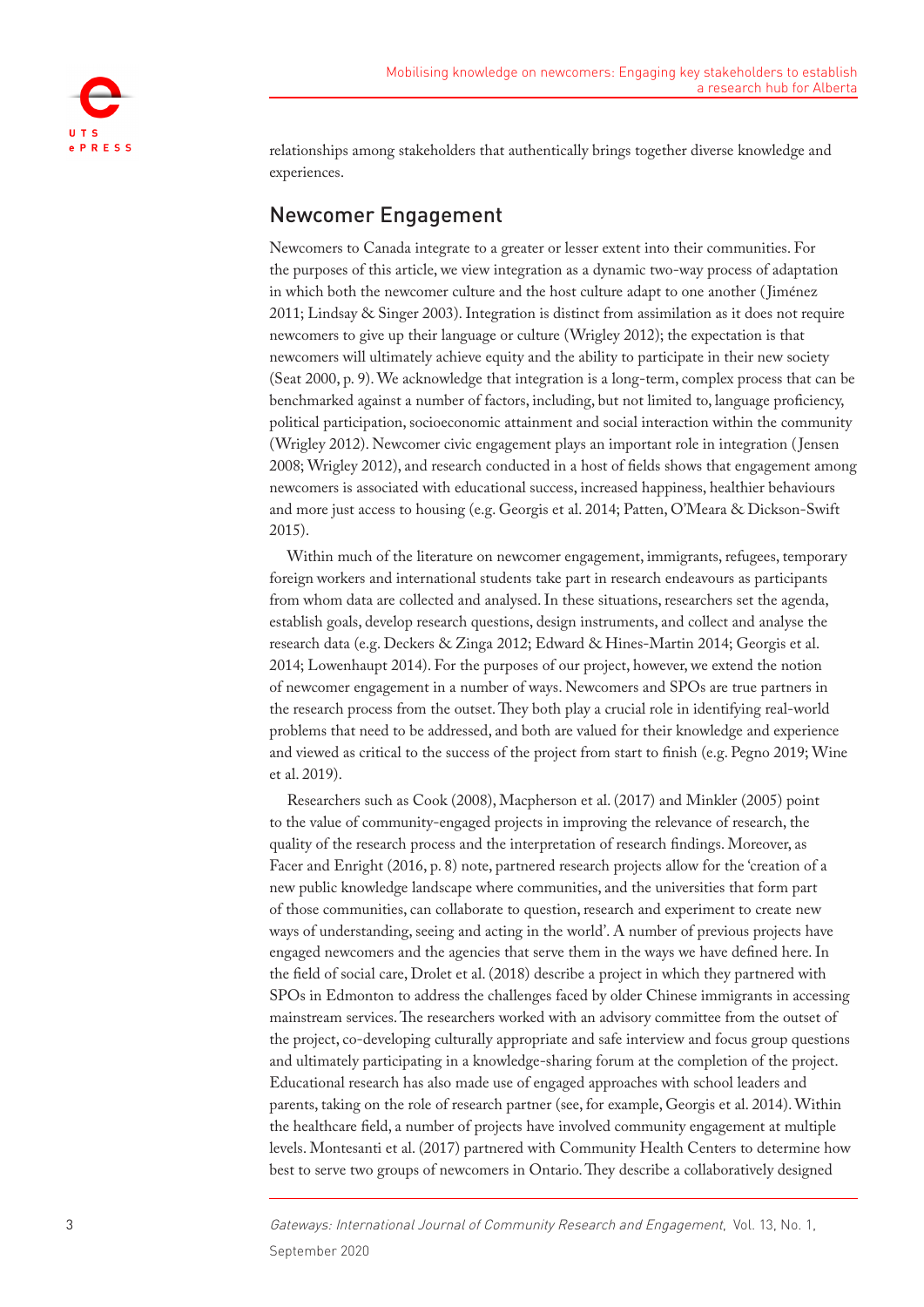relationships among stakeholders that authentically brings together diverse knowledge and experiences.

## Newcomer Engagement

Newcomers to Canada integrate to a greater or lesser extent into their communities. For the purposes of this article, we view integration as a dynamic two-way process of adaptation in which both the newcomer culture and the host culture adapt to one another (Jiménez 2011; Lindsay & Singer 2003). Integration is distinct from assimilation as it does not require newcomers to give up their language or culture (Wrigley 2012); the expectation is that newcomers will ultimately achieve equity and the ability to participate in their new society (Seat 2000, p. 9). We acknowledge that integration is a long-term, complex process that can be benchmarked against a number of factors, including, but not limited to, language proficiency, political participation, socioeconomic attainment and social interaction within the community (Wrigley 2012). Newcomer civic engagement plays an important role in integration (Jensen 2008; Wrigley 2012), and research conducted in a host of fields shows that engagement among newcomers is associated with educational success, increased happiness, healthier behaviours and more just access to housing (e.g. Georgis et al. 2014; Patten, O'Meara & Dickson-Swift 2015).

Within much of the literature on newcomer engagement, immigrants, refugees, temporary foreign workers and international students take part in research endeavours as participants from whom data are collected and analysed. In these situations, researchers set the agenda, establish goals, develop research questions, design instruments, and collect and analyse the research data (e.g. Deckers & Zinga 2012; Edward & Hines-Martin 2014; Georgis et al. 2014; Lowenhaupt 2014). For the purposes of our project, however, we extend the notion of newcomer engagement in a number of ways. Newcomers and SPOs are true partners in the research process from the outset. They both play a crucial role in identifying real-world problems that need to be addressed, and both are valued for their knowledge and experience and viewed as critical to the success of the project from start to finish (e.g. Pegno 2019; Wine et al. 2019).

Researchers such as Cook (2008), Macpherson et al. (2017) and Minkler (2005) point to the value of community-engaged projects in improving the relevance of research, the quality of the research process and the interpretation of research findings. Moreover, as Facer and Enright (2016, p. 8) note, partnered research projects allow for the 'creation of a new public knowledge landscape where communities, and the universities that form part of those communities, can collaborate to question, research and experiment to create new ways of understanding, seeing and acting in the world'. A number of previous projects have engaged newcomers and the agencies that serve them in the ways we have defined here. In the field of social care, Drolet et al. (2018) describe a project in which they partnered with SPOs in Edmonton to address the challenges faced by older Chinese immigrants in accessing mainstream services. The researchers worked with an advisory committee from the outset of the project, co-developing culturally appropriate and safe interview and focus group questions and ultimately participating in a knowledge-sharing forum at the completion of the project. Educational research has also made use of engaged approaches with school leaders and parents, taking on the role of research partner (see, for example, Georgis et al. 2014). Within the healthcare field, a number of projects have involved community engagement at multiple levels. Montesanti et al. (2017) partnered with Community Health Centers to determine how best to serve two groups of newcomers in Ontario. They describe a collaboratively designed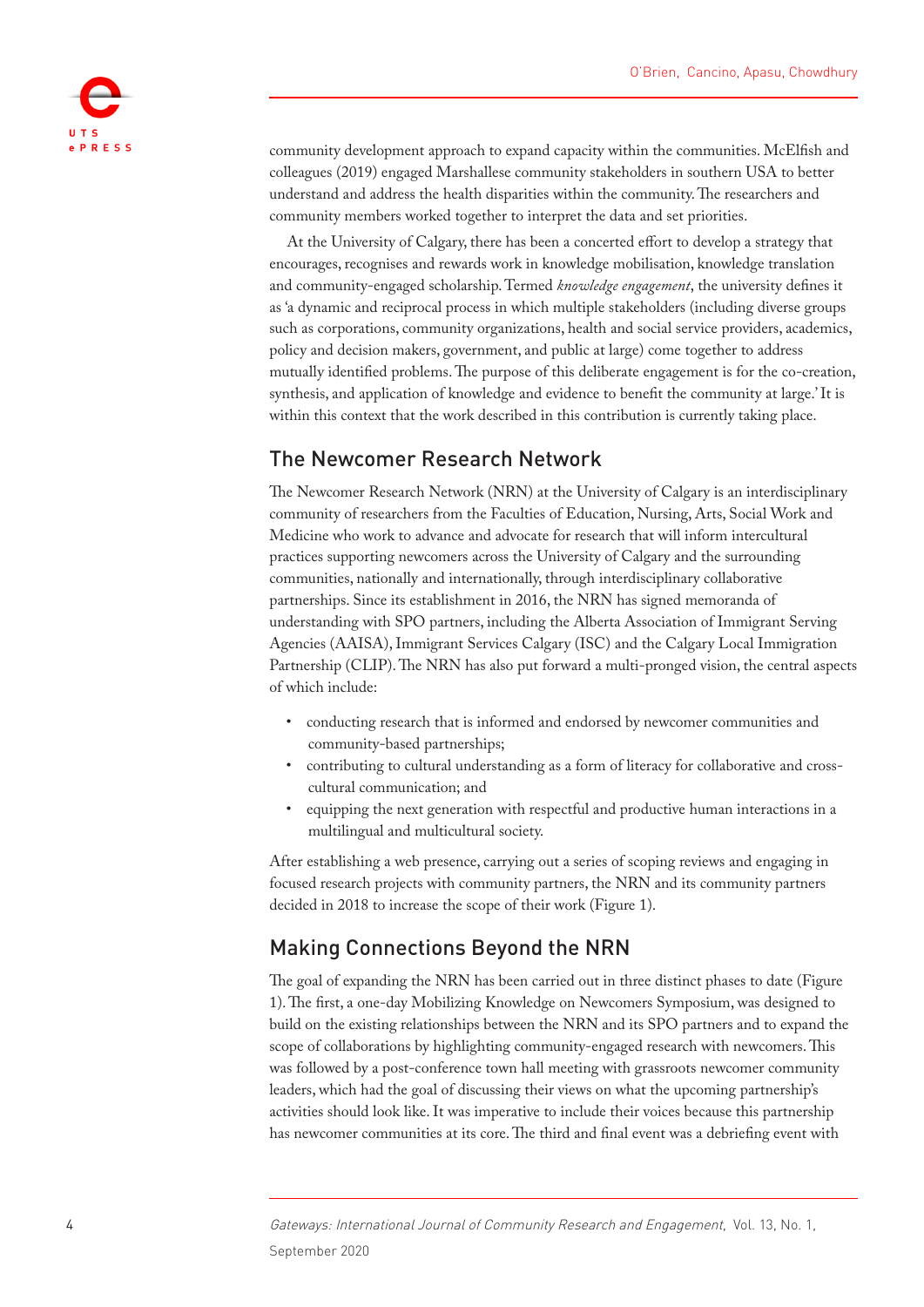community development approach to expand capacity within the communities. McElfish and colleagues (2019) engaged Marshallese community stakeholders in southern USA to better understand and address the health disparities within the community. The researchers and community members worked together to interpret the data and set priorities.

At the University of Calgary, there has been a concerted effort to develop a strategy that encourages, recognises and rewards work in knowledge mobilisation, knowledge translation and community-engaged scholarship. Termed *knowledge engagement*, the university defines it as 'a dynamic and reciprocal process in which multiple stakeholders (including diverse groups such as corporations, community organizations, health and social service providers, academics, policy and decision makers, government, and public at large) come together to address mutually identified problems. The purpose of this deliberate engagement is for the co-creation, synthesis, and application of knowledge and evidence to benefit the community at large.' It is within this context that the work described in this contribution is currently taking place.

## The Newcomer Research Network

The Newcomer Research Network (NRN) at the University of Calgary is an interdisciplinary community of researchers from the Faculties of Education, Nursing, Arts, Social Work and Medicine who work to advance and advocate for research that will inform intercultural practices supporting newcomers across the University of Calgary and the surrounding communities, nationally and internationally, through interdisciplinary collaborative partnerships. Since its establishment in 2016, the NRN has signed memoranda of understanding with SPO partners, including the Alberta Association of Immigrant Serving Agencies (AAISA), Immigrant Services Calgary (ISC) and the Calgary Local Immigration Partnership (CLIP). The NRN has also put forward a multi-pronged vision, the central aspects of which include:

- conducting research that is informed and endorsed by newcomer communities and community-based partnerships;
- contributing to cultural understanding as a form of literacy for collaborative and cross-cultural communication; and
- equipping the next generation with respectful and productive human interactions in a multilingual and multicultural society.

After establishing a web presence, carrying out a series of scoping reviews and engaging in focused research projects with community partners, the NRN and its community partners decided in 2018 to increase the scope of their work (Figure 1).

## Making Connections Beyond the NRN

The goal of expanding the NRN has been carried out in three distinct phases to date (Figure 1). The first, a one-day Mobilizing Knowledge on Newcomers Symposium, was designed to build on the existing relationships between the NRN and its SPO partners and to expand the scope of collaborations by highlighting community-engaged research with newcomers. This was followed by a post-conference town hall meeting with grassroots newcomer community leaders, which had the goal of discussing their views on what the upcoming partnership's activities should look like. It was imperative to include their voices because this partnership has newcomer communities at its core. The third and final event was a debriefing event with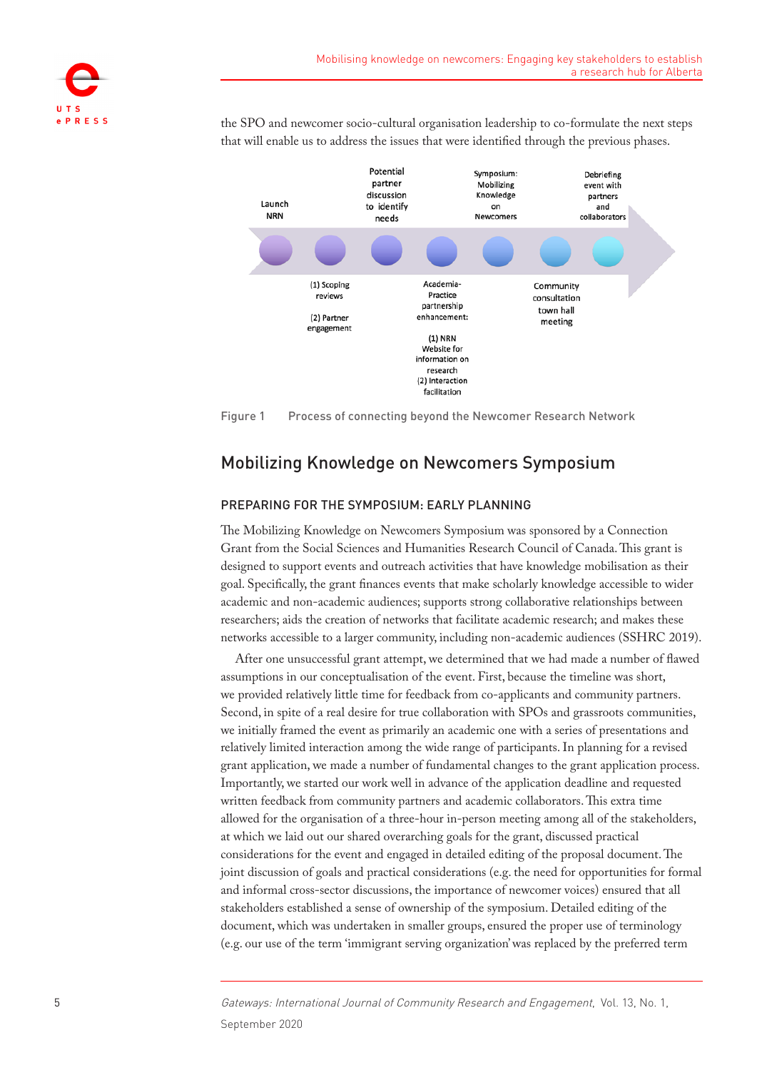the SPO and newcomer socio-cultural organisation leadership to co-formulate the next steps that will enable us to address the issues that were identified through the previous phases.

Launch NRN

Potential partner discussion to identify needs

Symposium: Mobilizing Knowledge on Newcomers

Debriefing event with partners and collaborators

(1) Scoping reviews

(2) Partner engagement

Academia-Practice partnership enhancement:

(1) NRN Website for information on research
(2) Interaction facilitation

Community consultation town hall meeting

Figure 1 Process of connecting beyond the Newcomer Research Network

## Mobilizing Knowledge on Newcomers Symposium

### PREPARING FOR THE SYMPOSIUM: EARLY PLANNING

The Mobilizing Knowledge on Newcomers Symposium was sponsored by a Connection Grant from the Social Sciences and Humanities Research Council of Canada. This grant is designed to support events and outreach activities that have knowledge mobilisation as their goal. Specifically, the grant finances events that make scholarly knowledge accessible to wider academic and non-academic audiences; supports strong collaborative relationships between researchers; aids the creation of networks that facilitate academic research; and makes these networks accessible to a larger community, including non-academic audiences (SSHRC 2019).

After one unsuccessful grant attempt, we determined that we had made a number of flawed assumptions in our conceptualisation of the event. First, because the timeline was short, we provided relatively little time for feedback from co-applicants and community partners. Second, in spite of a real desire for true collaboration with SPOs and grassroots communities, we initially framed the event as primarily an academic one with a series of presentations and relatively limited interaction among the wide range of participants. In planning for a revised grant application, we made a number of fundamental changes to the grant application process. Importantly, we started our work well in advance of the application deadline and requested written feedback from community partners and academic collaborators. This extra time allowed for the organisation of a three-hour in-person meeting among all of the stakeholders, at which we laid out our shared overarching goals for the grant, discussed practical considerations for the event and engaged in detailed editing of the proposal document. The joint discussion of goals and practical considerations (e.g. the need for opportunities for formal and informal cross-sector discussions, the importance of newcomer voices) ensured that all stakeholders established a sense of ownership of the symposium. Detailed editing of the document, which was undertaken in smaller groups, ensured the proper use of terminology (e.g. our use of the term 'immigrant serving organization' was replaced by the preferred term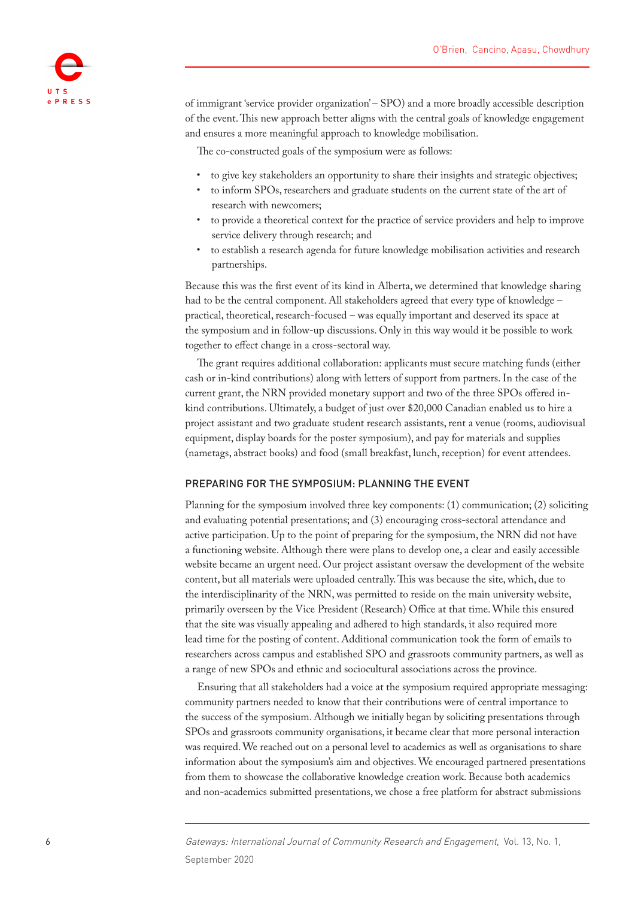of immigrant 'service provider organization' – SPO) and a more broadly accessible description of the event. This new approach better aligns with the central goals of knowledge engagement and ensures a more meaningful approach to knowledge mobilisation.

The co-constructed goals of the symposium were as follows:

- to give key stakeholders an opportunity to share their insights and strategic objectives;
- to inform SPOs, researchers and graduate students on the current state of the art of research with newcomers;
- to provide a theoretical context for the practice of service providers and help to improve service delivery through research; and
- to establish a research agenda for future knowledge mobilisation activities and research partnerships.

Because this was the first event of its kind in Alberta, we determined that knowledge sharing had to be the central component. All stakeholders agreed that every type of knowledge – practical, theoretical, research-focused – was equally important and deserved its space at the symposium and in follow-up discussions. Only in this way would it be possible to work together to effect change in a cross-sectoral way.

The grant requires additional collaboration: applicants must secure matching funds (either cash or in-kind contributions) along with letters of support from partners. In the case of the current grant, the NRN provided monetary support and two of the three SPOs offered in-kind contributions. Ultimately, a budget of just over $20,000 Canadian enabled us to hire a project assistant and two graduate student research assistants, rent a venue (rooms, audiovisual equipment, display boards for the poster symposium), and pay for materials and supplies (nametags, abstract books) and food (small breakfast, lunch, reception) for event attendees.

## PREPARING FOR THE SYMPOSIUM: PLANNING THE EVENT

Planning for the symposium involved three key components: (1) communication; (2) soliciting and evaluating potential presentations; and (3) encouraging cross-sectoral attendance and active participation. Up to the point of preparing for the symposium, the NRN did not have a functioning website. Although there were plans to develop one, a clear and easily accessible website became an urgent need. Our project assistant oversaw the development of the website content, but all materials were uploaded centrally. This was because the site, which, due to the interdisciplinarity of the NRN, was permitted to reside on the main university website, primarily overseen by the Vice President (Research) Office at that time. While this ensured that the site was visually appealing and adhered to high standards, it also required more lead time for the posting of content. Additional communication took the form of emails to researchers across campus and established SPO and grassroots community partners, as well as a range of new SPOs and ethnic and sociocultural associations across the province.

Ensuring that all stakeholders had a voice at the symposium required appropriate messaging: community partners needed to know that their contributions were of central importance to the success of the symposium. Although we initially began by soliciting presentations through SPOs and grassroots community organisations, it became clear that more personal interaction was required. We reached out on a personal level to academics as well as organisations to share information about the symposium's aim and objectives. We encouraged partnered presentations from them to showcase the collaborative knowledge creation work. Because both academics and non-academics submitted presentations, we chose a free platform for abstract submissions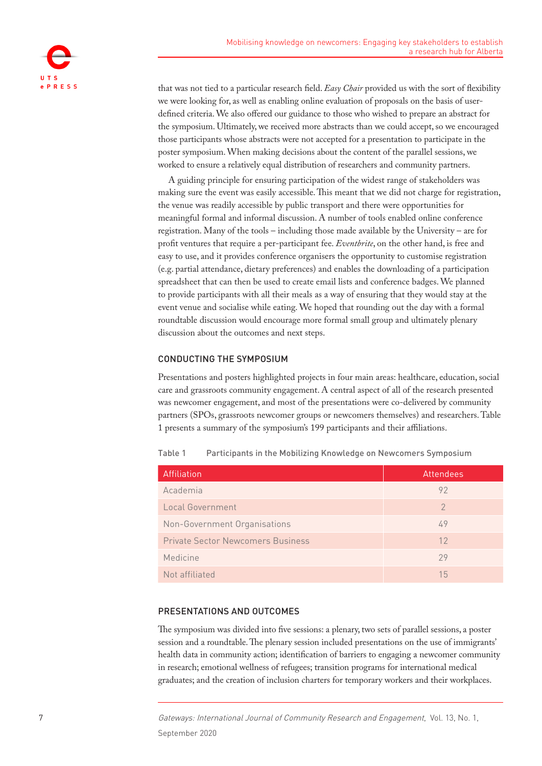that was not tied to a particular research field. *Easy Chair* provided us with the sort of flexibility we were looking for, as well as enabling online evaluation of proposals on the basis of user-defined criteria. We also offered our guidance to those who wished to prepare an abstract for the symposium. Ultimately, we received more abstracts than we could accept, so we encouraged those participants whose abstracts were not accepted for a presentation to participate in the poster symposium. When making decisions about the content of the parallel sessions, we worked to ensure a relatively equal distribution of researchers and community partners.

A guiding principle for ensuring participation of the widest range of stakeholders was making sure the event was easily accessible. This meant that we did not charge for registration, the venue was readily accessible by public transport and there were opportunities for meaningful formal and informal discussion. A number of tools enabled online conference registration. Many of the tools – including those made available by the University – are for profit ventures that require a per-participant fee. *Eventbrite*, on the other hand, is free and easy to use, and it provides conference organisers the opportunity to customise registration (e.g. partial attendance, dietary preferences) and enables the downloading of a participation spreadsheet that can then be used to create email lists and conference badges. We planned to provide participants with all their meals as a way of ensuring that they would stay at the event venue and socialise while eating. We hoped that rounding out the day with a formal roundtable discussion would encourage more formal small group and ultimately plenary discussion about the outcomes and next steps.

## CONDUCTING THE SYMPOSIUM

Presentations and posters highlighted projects in four main areas: healthcare, education, social care and grassroots community engagement. A central aspect of all of the research presented was newcomer engagement, and most of the presentations were co-delivered by community partners (SPOs, grassroots newcomer groups or newcomers themselves) and researchers. Table 1 presents a summary of the symposium's 199 participants and their affiliations.

Table 1 Participants in the Mobilizing Knowledge on Newcomers Symposium

| Affiliation | Attendees |
|---|---|
| Academia | 92 |
| Local Government | 2 |
| Non-Government Organisations | 49 |
| Private Sector Newcomers Business | 12 |
| Medicine | 29 |
| Not affiliated | 15 |

## PRESENTATIONS AND OUTCOMES

The symposium was divided into five sessions: a plenary, two sets of parallel sessions, a poster session and a roundtable. The plenary session included presentations on the use of immigrants' health data in community action; identification of barriers to engaging a newcomer community in research; emotional wellness of refugees; transition programs for international medical graduates; and the creation of inclusion charters for temporary workers and their workplaces.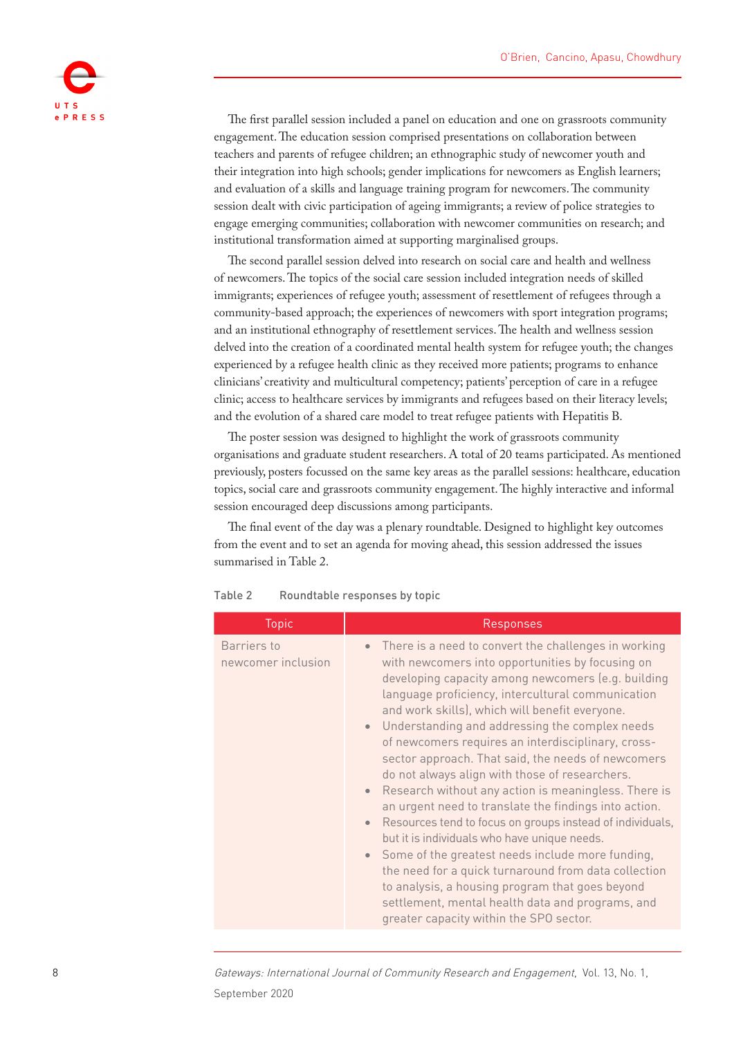The first parallel session included a panel on education and one on grassroots community engagement. The education session comprised presentations on collaboration between teachers and parents of refugee children; an ethnographic study of newcomer youth and their integration into high schools; gender implications for newcomers as English learners; and evaluation of a skills and language training program for newcomers. The community session dealt with civic participation of ageing immigrants; a review of police strategies to engage emerging communities; collaboration with newcomer communities on research; and institutional transformation aimed at supporting marginalised groups.

The second parallel session delved into research on social care and health and wellness of newcomers. The topics of the social care session included integration needs of skilled immigrants; experiences of refugee youth; assessment of resettlement of refugees through a community-based approach; the experiences of newcomers with sport integration programs; and an institutional ethnography of resettlement services. The health and wellness session delved into the creation of a coordinated mental health system for refugee youth; the changes experienced by a refugee health clinic as they received more patients; programs to enhance clinicians' creativity and multicultural competency; patients' perception of care in a refugee clinic; access to healthcare services by immigrants and refugees based on their literacy levels; and the evolution of a shared care model to treat refugee patients with Hepatitis B.

The poster session was designed to highlight the work of grassroots community organisations and graduate student researchers. A total of 20 teams participated. As mentioned previously, posters focussed on the same key areas as the parallel sessions: healthcare, education topics, social care and grassroots community engagement. The highly interactive and informal session encouraged deep discussions among participants.

The final event of the day was a plenary roundtable. Designed to highlight key outcomes from the event and to set an agenda for moving ahead, this session addressed the issues summarised in Table 2.

Table 2 Roundtable responses by topic

| Topic | Responses |
| --- | --- |
| Barriers to newcomer inclusion | • There is a need to convert the challenges in working with newcomers into opportunities by focusing on developing capacity among newcomers (e.g. building language proficiency, intercultural communication and work skills), which will benefit everyone.<br>• Understanding and addressing the complex needs of newcomers requires an interdisciplinary, cross-sector approach. That said, the needs of newcomers do not always align with those of researchers.<br>• Research without any action is meaningless. There is an urgent need to translate the findings into action.<br>• Resources tend to focus on groups instead of individuals, but it is individuals who have unique needs.<br>• Some of the greatest needs include more funding, the need for a quick turnaround from data collection to analysis, a housing program that goes beyond settlement, mental health data and programs, and greater capacity within the SPO sector. |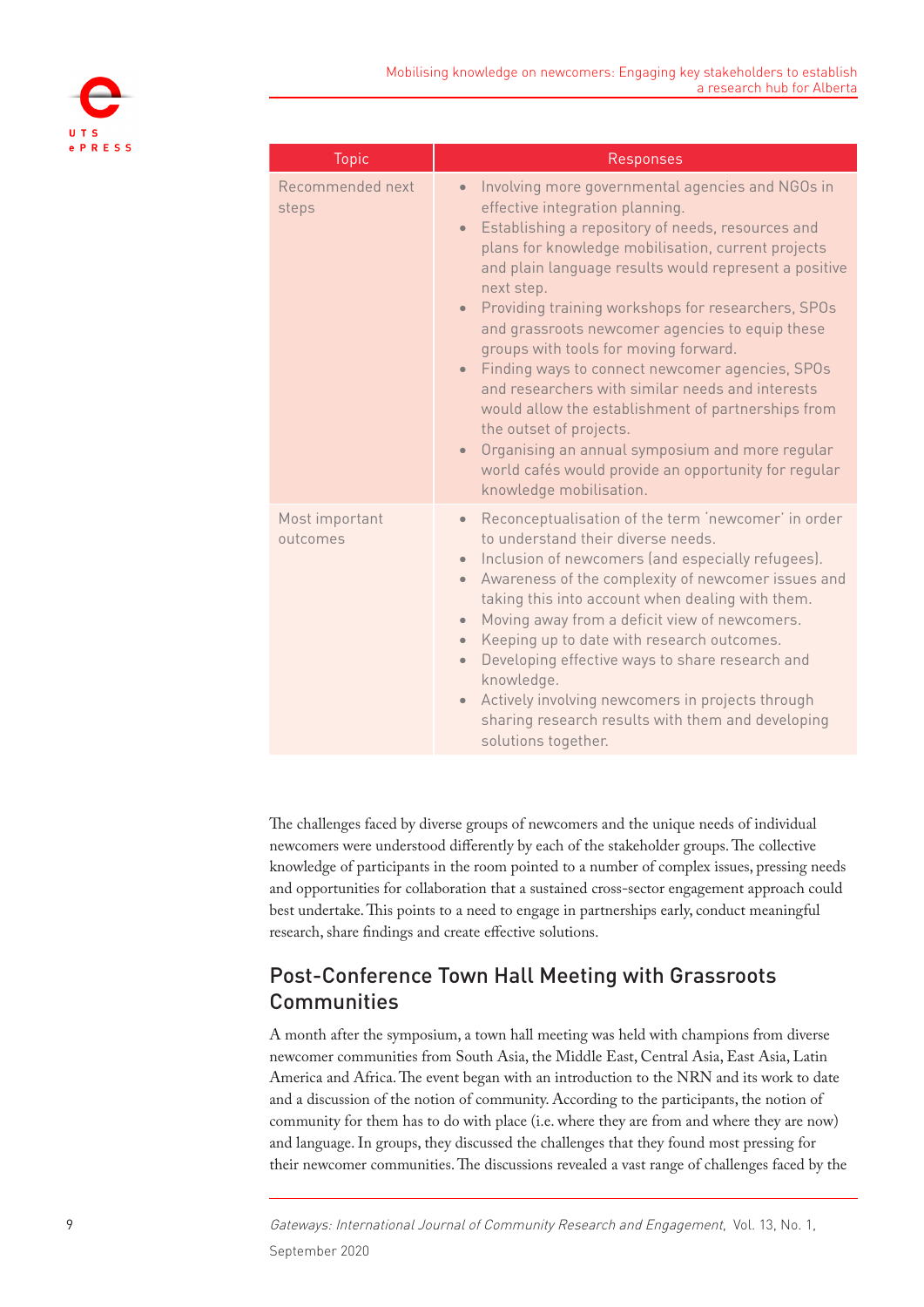| Topic | Responses |
| --- | --- |
| Recommended next steps | • Involving more governmental agencies and NGOs in effective integration planning.<br>• Establishing a repository of needs, resources and plans for knowledge mobilisation, current projects and plain language results would represent a positive next step.<br>• Providing training workshops for researchers, SPOs and grassroots newcomer agencies to equip these groups with tools for moving forward.<br>• Finding ways to connect newcomer agencies, SPOs and researchers with similar needs and interests would allow the establishment of partnerships from the outset of projects.<br>• Organising an annual symposium and more regular world cafés would provide an opportunity for regular knowledge mobilisation. |
| Most important outcomes | • Reconceptualisation of the term 'newcomer' in order to understand their diverse needs.<br>• Inclusion of newcomers (and especially refugees).<br>• Awareness of the complexity of newcomer issues and taking this into account when dealing with them.<br>• Moving away from a deficit view of newcomers.<br>• Keeping up to date with research outcomes.<br>• Developing effective ways to share research and knowledge.<br>• Actively involving newcomers in projects through sharing research results with them and developing solutions together. |

The challenges faced by diverse groups of newcomers and the unique needs of individual newcomers were understood differently by each of the stakeholder groups. The collective knowledge of participants in the room pointed to a number of complex issues, pressing needs and opportunities for collaboration that a sustained cross-sector engagement approach could best undertake. This points to a need to engage in partnerships early, conduct meaningful research, share findings and create effective solutions.

## Post-Conference Town Hall Meeting with Grassroots Communities

A month after the symposium, a town hall meeting was held with champions from diverse newcomer communities from South Asia, the Middle East, Central Asia, East Asia, Latin America and Africa. The event began with an introduction to the NRN and its work to date and a discussion of the notion of community. According to the participants, the notion of community for them has to do with place (i.e. where they are from and where they are now) and language. In groups, they discussed the challenges that they found most pressing for their newcomer communities. The discussions revealed a vast range of challenges faced by the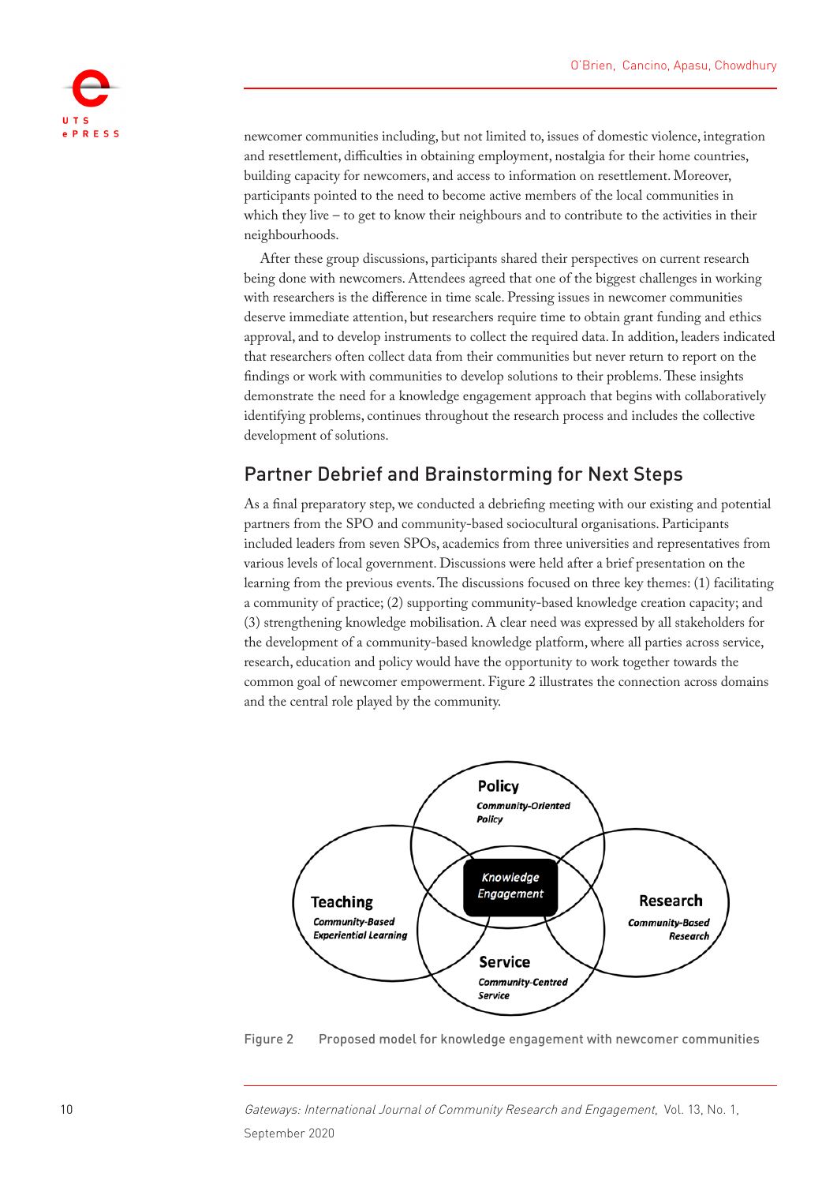newcomer communities including, but not limited to, issues of domestic violence, integration and resettlement, difficulties in obtaining employment, nostalgia for their home countries, building capacity for newcomers, and access to information on resettlement. Moreover, participants pointed to the need to become active members of the local communities in which they live – to get to know their neighbours and to contribute to the activities in their neighbourhoods.

After these group discussions, participants shared their perspectives on current research being done with newcomers. Attendees agreed that one of the biggest challenges in working with researchers is the difference in time scale. Pressing issues in newcomer communities deserve immediate attention, but researchers require time to obtain grant funding and ethics approval, and to develop instruments to collect the required data. In addition, leaders indicated that researchers often collect data from their communities but never return to report on the findings or work with communities to develop solutions to their problems. These insights demonstrate the need for a knowledge engagement approach that begins with collaboratively identifying problems, continues throughout the research process and includes the collective development of solutions.

## Partner Debrief and Brainstorming for Next Steps

As a final preparatory step, we conducted a debriefing meeting with our existing and potential partners from the SPO and community-based sociocultural organisations. Participants included leaders from seven SPOs, academics from three universities and representatives from various levels of local government. Discussions were held after a brief presentation on the learning from the previous events. The discussions focused on three key themes: (1) facilitating a community of practice; (2) supporting community-based knowledge creation capacity; and (3) strengthening knowledge mobilisation. A clear need was expressed by all stakeholders for the development of a community-based knowledge platform, where all parties across service, research, education and policy would have the opportunity to work together towards the common goal of newcomer empowerment. Figure 2 illustrates the connection across domains and the central role played by the community.

**Policy**
*Community-Oriented Policy*

**Teaching**
*Community-Based Experiential Learning*

***Knowledge Engagement***

**Research**
*Community-Based Research*

**Service**
*Community-Centred Service*

Figure 2 Proposed model for knowledge engagement with newcomer communities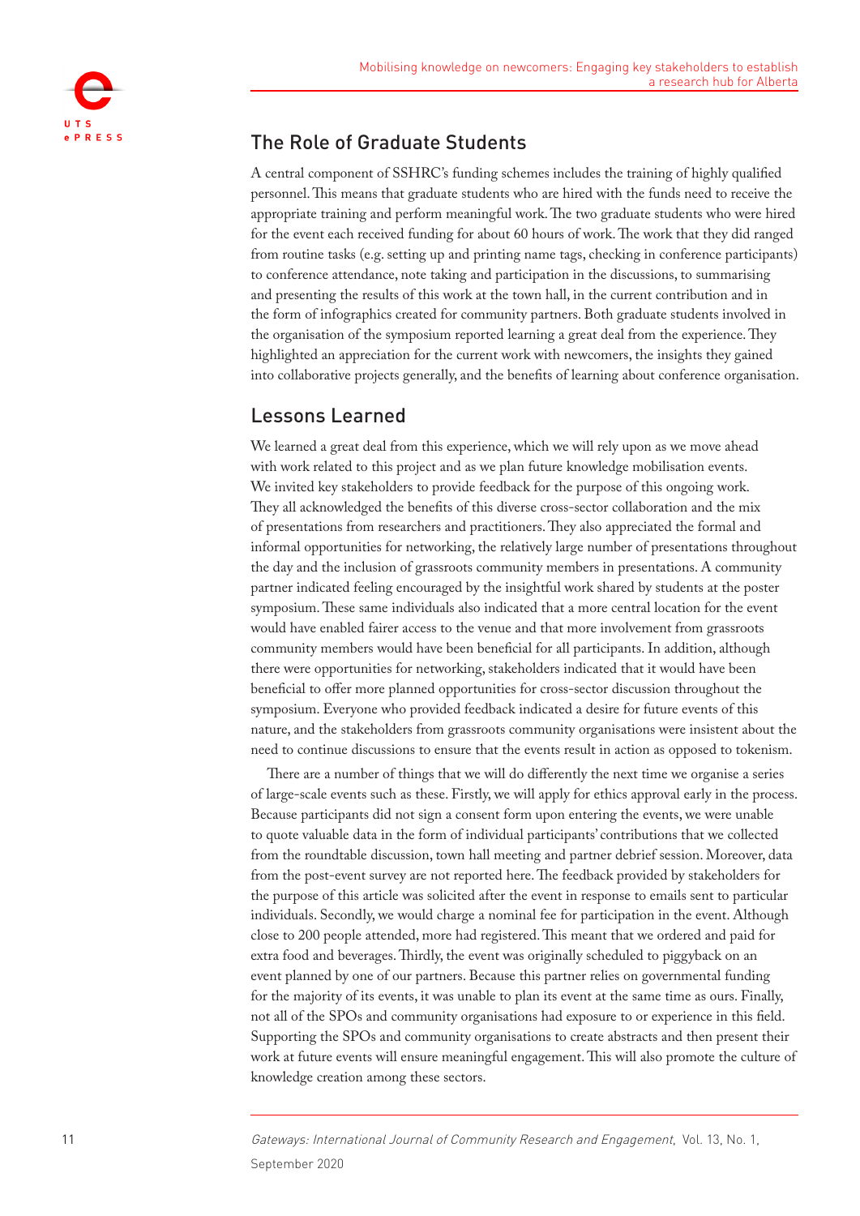## The Role of Graduate Students

A central component of SSHRC's funding schemes includes the training of highly qualified personnel. This means that graduate students who are hired with the funds need to receive the appropriate training and perform meaningful work. The two graduate students who were hired for the event each received funding for about 60 hours of work. The work that they did ranged from routine tasks (e.g. setting up and printing name tags, checking in conference participants) to conference attendance, note taking and participation in the discussions, to summarising and presenting the results of this work at the town hall, in the current contribution and in the form of infographics created for community partners. Both graduate students involved in the organisation of the symposium reported learning a great deal from the experience. They highlighted an appreciation for the current work with newcomers, the insights they gained into collaborative projects generally, and the benefits of learning about conference organisation.

## Lessons Learned

We learned a great deal from this experience, which we will rely upon as we move ahead with work related to this project and as we plan future knowledge mobilisation events. We invited key stakeholders to provide feedback for the purpose of this ongoing work. They all acknowledged the benefits of this diverse cross-sector collaboration and the mix of presentations from researchers and practitioners. They also appreciated the formal and informal opportunities for networking, the relatively large number of presentations throughout the day and the inclusion of grassroots community members in presentations. A community partner indicated feeling encouraged by the insightful work shared by students at the poster symposium. These same individuals also indicated that a more central location for the event would have enabled fairer access to the venue and that more involvement from grassroots community members would have been beneficial for all participants. In addition, although there were opportunities for networking, stakeholders indicated that it would have been beneficial to offer more planned opportunities for cross-sector discussion throughout the symposium. Everyone who provided feedback indicated a desire for future events of this nature, and the stakeholders from grassroots community organisations were insistent about the need to continue discussions to ensure that the events result in action as opposed to tokenism.

There are a number of things that we will do differently the next time we organise a series of large-scale events such as these. Firstly, we will apply for ethics approval early in the process. Because participants did not sign a consent form upon entering the events, we were unable to quote valuable data in the form of individual participants' contributions that we collected from the roundtable discussion, town hall meeting and partner debrief session. Moreover, data from the post-event survey are not reported here. The feedback provided by stakeholders for the purpose of this article was solicited after the event in response to emails sent to particular individuals. Secondly, we would charge a nominal fee for participation in the event. Although close to 200 people attended, more had registered. This meant that we ordered and paid for extra food and beverages. Thirdly, the event was originally scheduled to piggyback on an event planned by one of our partners. Because this partner relies on governmental funding for the majority of its events, it was unable to plan its event at the same time as ours. Finally, not all of the SPOs and community organisations had exposure to or experience in this field. Supporting the SPOs and community organisations to create abstracts and then present their work at future events will ensure meaningful engagement. This will also promote the culture of knowledge creation among these sectors.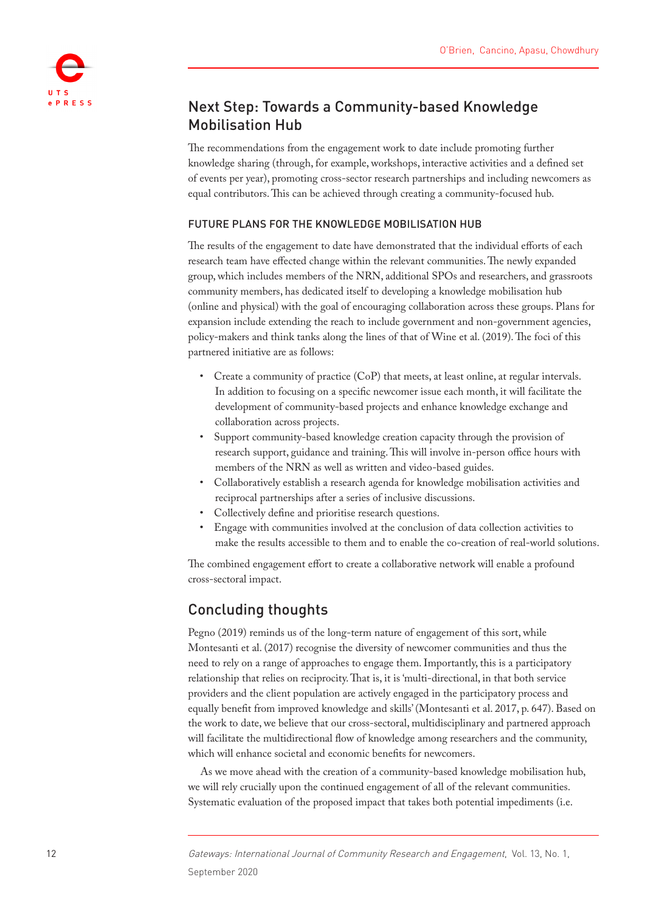## Next Step: Towards a Community-based Knowledge Mobilisation Hub

The recommendations from the engagement work to date include promoting further knowledge sharing (through, for example, workshops, interactive activities and a defined set of events per year), promoting cross-sector research partnerships and including newcomers as equal contributors. This can be achieved through creating a community-focused hub.

### FUTURE PLANS FOR THE KNOWLEDGE MOBILISATION HUB

The results of the engagement to date have demonstrated that the individual efforts of each research team have effected change within the relevant communities. The newly expanded group, which includes members of the NRN, additional SPOs and researchers, and grassroots community members, has dedicated itself to developing a knowledge mobilisation hub (online and physical) with the goal of encouraging collaboration across these groups. Plans for expansion include extending the reach to include government and non-government agencies, policy-makers and think tanks along the lines of that of Wine et al. (2019). The foci of this partnered initiative are as follows:

- Create a community of practice (CoP) that meets, at least online, at regular intervals. In addition to focusing on a specific newcomer issue each month, it will facilitate the development of community-based projects and enhance knowledge exchange and collaboration across projects.
- Support community-based knowledge creation capacity through the provision of research support, guidance and training. This will involve in-person office hours with members of the NRN as well as written and video-based guides.
- Collaboratively establish a research agenda for knowledge mobilisation activities and reciprocal partnerships after a series of inclusive discussions.
- Collectively define and prioritise research questions.
- Engage with communities involved at the conclusion of data collection activities to make the results accessible to them and to enable the co-creation of real-world solutions.

The combined engagement effort to create a collaborative network will enable a profound cross-sectoral impact.

## Concluding thoughts

Pegno (2019) reminds us of the long-term nature of engagement of this sort, while Montesanti et al. (2017) recognise the diversity of newcomer communities and thus the need to rely on a range of approaches to engage them. Importantly, this is a participatory relationship that relies on reciprocity. That is, it is 'multi-directional, in that both service providers and the client population are actively engaged in the participatory process and equally benefit from improved knowledge and skills' (Montesanti et al. 2017, p. 647). Based on the work to date, we believe that our cross-sectoral, multidisciplinary and partnered approach will facilitate the multidirectional flow of knowledge among researchers and the community, which will enhance societal and economic benefits for newcomers.

As we move ahead with the creation of a community-based knowledge mobilisation hub, we will rely crucially upon the continued engagement of all of the relevant communities. Systematic evaluation of the proposed impact that takes both potential impediments (i.e.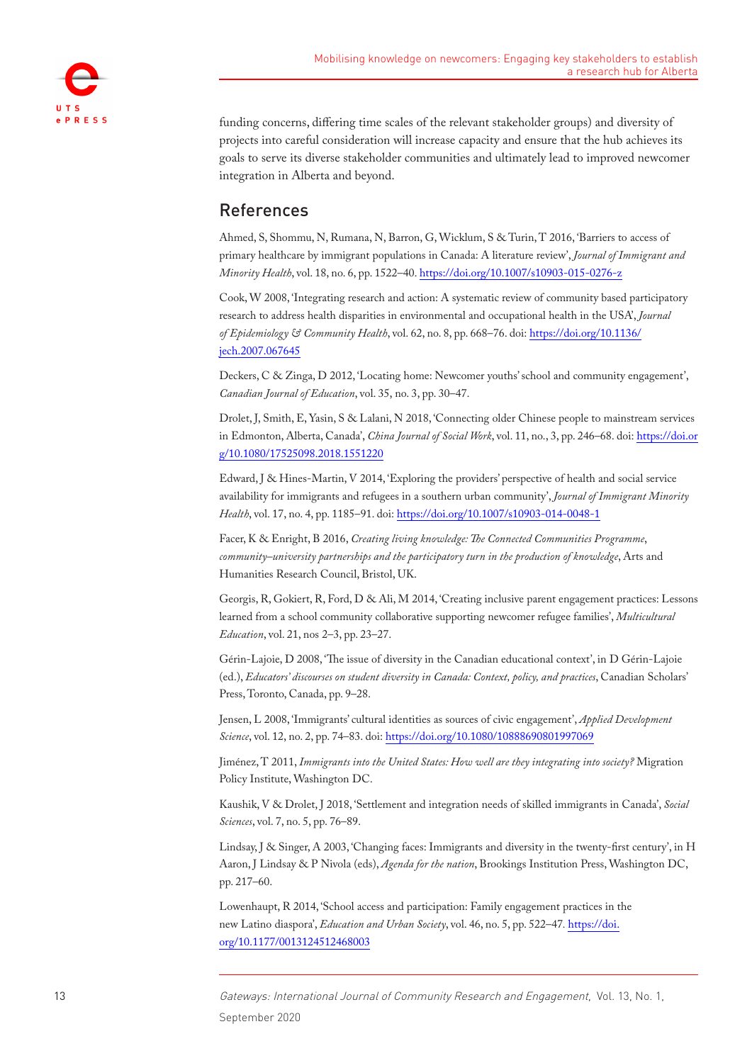funding concerns, differing time scales of the relevant stakeholder groups) and diversity of projects into careful consideration will increase capacity and ensure that the hub achieves its goals to serve its diverse stakeholder communities and ultimately lead to improved newcomer integration in Alberta and beyond.

## References

Ahmed, S, Shommu, N, Rumana, N, Barron, G, Wicklum, S & Turin, T 2016, 'Barriers to access of primary healthcare by immigrant populations in Canada: A literature review', *Journal of Immigrant and Minority Health*, vol. 18, no. 6, pp. 1522–40. https://doi.org/10.1007/s10903-015-0276-z

Cook, W 2008, 'Integrating research and action: A systematic review of community based participatory research to address health disparities in environmental and occupational health in the USA', *Journal of Epidemiology & Community Health*, vol. 62, no. 8, pp. 668–76. doi: https://doi.org/10.1136/jech.2007.067645

Deckers, C & Zinga, D 2012, 'Locating home: Newcomer youths' school and community engagement', *Canadian Journal of Education*, vol. 35, no. 3, pp. 30–47.

Drolet, J, Smith, E, Yasin, S & Lalani, N 2018, 'Connecting older Chinese people to mainstream services in Edmonton, Alberta, Canada', *China Journal of Social Work*, vol. 11, no., 3, pp. 246–68. doi: https://doi.org/10.1080/17525098.2018.1551220

Edward, J & Hines-Martin, V 2014, 'Exploring the providers' perspective of health and social service availability for immigrants and refugees in a southern urban community', *Journal of Immigrant Minority Health*, vol. 17, no. 4, pp. 1185–91. doi: https://doi.org/10.1007/s10903-014-0048-1

Facer, K & Enright, B 2016, *Creating living knowledge: The Connected Communities Programme, community–university partnerships and the participatory turn in the production of knowledge*, Arts and Humanities Research Council, Bristol, UK.

Georgis, R, Gokiert, R, Ford, D & Ali, M 2014, 'Creating inclusive parent engagement practices: Lessons learned from a school community collaborative supporting newcomer refugee families', *Multicultural Education*, vol. 21, nos 2–3, pp. 23–27.

Gérin-Lajoie, D 2008, 'The issue of diversity in the Canadian educational context', in D Gérin-Lajoie (ed.), *Educators' discourses on student diversity in Canada: Context, policy, and practices*, Canadian Scholars' Press, Toronto, Canada, pp. 9–28.

Jensen, L 2008, 'Immigrants' cultural identities as sources of civic engagement', *Applied Development Science*, vol. 12, no. 2, pp. 74–83. doi: https://doi.org/10.1080/10888690801997069

Jiménez, T 2011, *Immigrants into the United States: How well are they integrating into society?* Migration Policy Institute, Washington DC.

Kaushik, V & Drolet, J 2018, 'Settlement and integration needs of skilled immigrants in Canada', *Social Sciences*, vol. 7, no. 5, pp. 76–89.

Lindsay, J & Singer, A 2003, 'Changing faces: Immigrants and diversity in the twenty-first century', in H Aaron, J Lindsay & P Nivola (eds), *Agenda for the nation*, Brookings Institution Press, Washington DC, pp. 217–60.

Lowenhaupt, R 2014, 'School access and participation: Family engagement practices in the new Latino diaspora', *Education and Urban Society*, vol. 46, no. 5, pp. 522–47. https://doi.org/10.1177/0013124512468003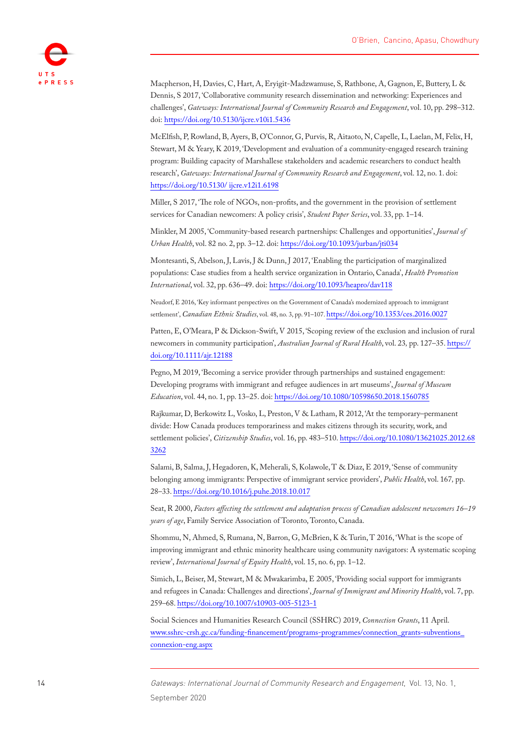Macpherson, H, Davies, C, Hart, A, Eryigit-Madzwamuse, S, Rathbone, A, Gagnon, E, Buttery, L & Dennis, S 2017, 'Collaborative community research dissemination and networking: Experiences and challenges', *Gateways: International Journal of Community Research and Engagement*, vol. 10, pp. 298–312. doi: https://doi.org/10.5130/ijcre.v10i1.5436

McElfish, P, Rowland, B, Ayers, B, O'Connor, G, Purvis, R, Aitaoto, N, Capelle, L, Laelan, M, Felix, H, Stewart, M & Yeary, K 2019, 'Development and evaluation of a community-engaged research training program: Building capacity of Marshallese stakeholders and academic researchers to conduct health research', *Gateways: International Journal of Community Research and Engagement*, vol. 12, no. 1. doi: https://doi.org/10.5130/ ijcre.v12i1.6198

Miller, S 2017, 'The role of NGOs, non-profits, and the government in the provision of settlement services for Canadian newcomers: A policy crisis', *Student Paper Series*, vol. 33, pp. 1–14.

Minkler, M 2005, 'Community-based research partnerships: Challenges and opportunities', *Journal of Urban Health*, vol. 82 no. 2, pp. 3–12. doi: https://doi.org/10.1093/jurban/jti034

Montesanti, S, Abelson, J, Lavis, J & Dunn, J 2017, 'Enabling the participation of marginalized populations: Case studies from a health service organization in Ontario, Canada', *Health Promotion International*, vol. 32, pp. 636–49. doi: https://doi.org/10.1093/heapro/dav118

Neudorf, E 2016, 'Key informant perspectives on the Government of Canada's modernized approach to immigrant settlement', *Canadian Ethnic Studies*, vol. 48, no. 3, pp. 91–107. https://doi.org/10.1353/ces.2016.0027

Patten, E, O'Meara, P & Dickson-Swift, V 2015, 'Scoping review of the exclusion and inclusion of rural newcomers in community participation', *Australian Journal of Rural Health*, vol. 23, pp. 127–35. https://doi.org/10.1111/ajr.12188

Pegno, M 2019, 'Becoming a service provider through partnerships and sustained engagement: Developing programs with immigrant and refugee audiences in art museums', *Journal of Museum Education*, vol. 44, no. 1, pp. 13–25. doi: https://doi.org/10.1080/10598650.2018.1560785

Rajkumar, D, Berkowitz L, Vosko, L, Preston, V & Latham, R 2012, 'At the temporary–permanent divide: How Canada produces temporariness and makes citizens through its security, work, and settlement policies', *Citizenship Studies*, vol. 16, pp. 483–510. https://doi.org/10.1080/13621025.2012.683262

Salami, B, Salma, J, Hegadoren, K, Meherali, S, Kolawole, T & Diaz, E 2019, 'Sense of community belonging among immigrants: Perspective of immigrant service providers', *Public Health*, vol. 167, pp. 28–33. https://doi.org/10.1016/j.puhe.2018.10.017

Seat, R 2000, *Factors affecting the settlement and adaptation process of Canadian adolescent newcomers 16–19 years of age*, Family Service Association of Toronto, Toronto, Canada.

Shommu, N, Ahmed, S, Rumana, N, Barron, G, McBrien, K & Turin, T 2016, 'What is the scope of improving immigrant and ethnic minority healthcare using community navigators: A systematic scoping review', *International Journal of Equity Health*, vol. 15, no. 6, pp. 1–12.

Simich, L, Beiser, M, Stewart, M & Mwakarimba, E 2005, 'Providing social support for immigrants and refugees in Canada: Challenges and directions', *Journal of Immigrant and Minority Health*, vol. 7, pp. 259–68. https://doi.org/10.1007/s10903-005-5123-1

Social Sciences and Humanities Research Council (SSHRC) 2019, *Connection Grants*, 11 April. www.sshrc-crsh.gc.ca/funding-financement/programs-programmes/connection_grants-subventions_connexion-eng.aspx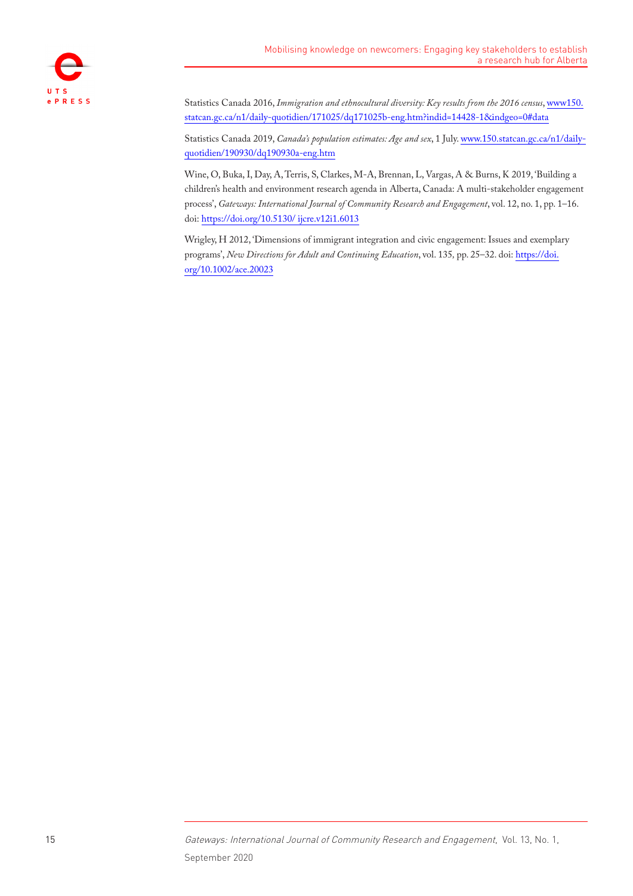Statistics Canada 2016, *Immigration and ethnocultural diversity: Key results from the 2016 census*, www150.statcan.gc.ca/n1/daily-quotidien/171025/dq171025b-eng.htm?indid=14428-1&indgeo=0#data

Statistics Canada 2019, *Canada's population estimates: Age and sex*, 1 July. www.150.statcan.gc.ca/n1/daily-quotidien/190930/dq190930a-eng.htm

Wine, O, Buka, I, Day, A, Terris, S, Clarkes, M-A, Brennan, L, Vargas, A & Burns, K 2019, 'Building a children's health and environment research agenda in Alberta, Canada: A multi-stakeholder engagement process', *Gateways: International Journal of Community Research and Engagement*, vol. 12, no. 1, pp. 1–16. doi: https://doi.org/10.5130/ ijcre.v12i1.6013

Wrigley, H 2012, 'Dimensions of immigrant integration and civic engagement: Issues and exemplary programs', *New Directions for Adult and Continuing Education*, vol. 135, pp. 25–32. doi: https://doi.org/10.1002/ace.20023